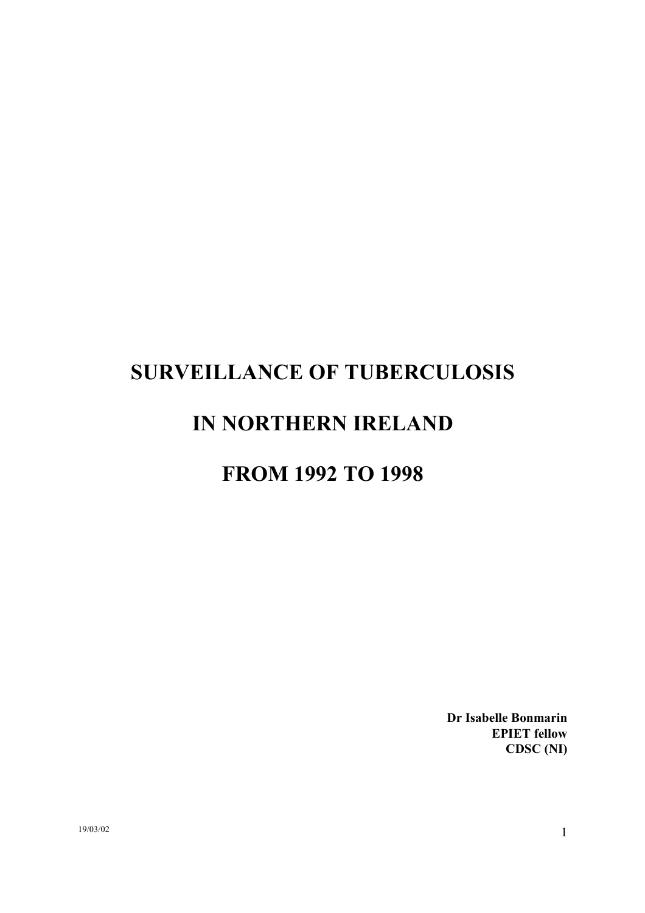# SURVEILLANCE OF TUBERCULOSIS

# IN NORTHERN IRELAND

# FROM 1992 TO 1998

**Dr Isabelle Bonmarin**
**EPIET fellow**
**CDSC (NI)**

19/03/02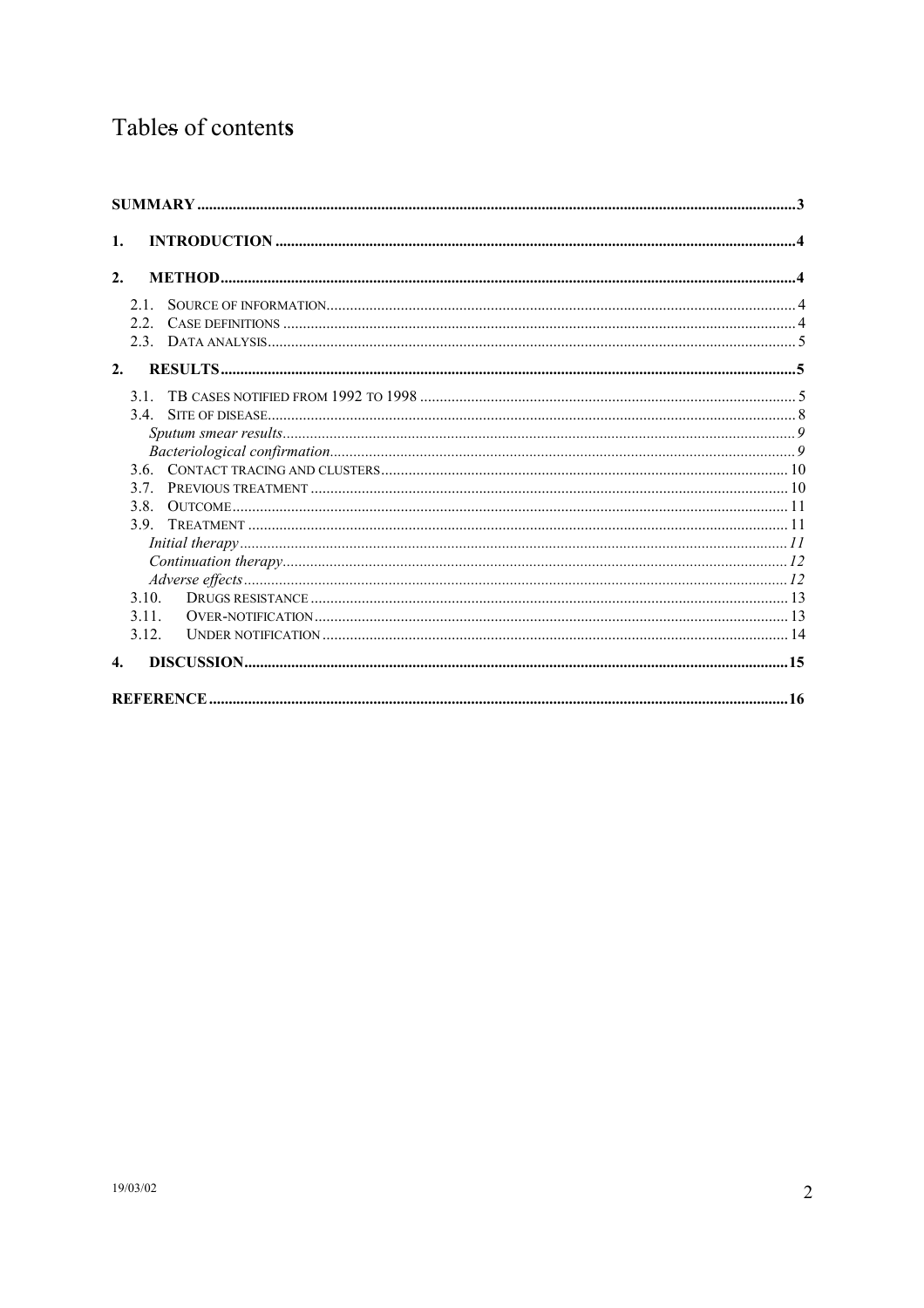# Tables of contents

**SUMMARY** .......... 3

**1. INTRODUCTION** .......... 4

**2. METHOD** .......... 4

- 2.1. SOURCE OF INFORMATION .......... 4
- 2.2. CASE DEFINITIONS .......... 4
- 2.3. DATA ANALYSIS .......... 5

**2. RESULTS** .......... 5

- 3.1. TB CASES NOTIFIED FROM 1992 TO 1998 .......... 5
- 3.4. SITE OF DISEASE .......... 8
  - *Sputum smear results* .......... 9
  - *Bacteriological confirmation* .......... 9
- 3.6. CONTACT TRACING AND CLUSTERS .......... 10
- 3.7. PREVIOUS TREATMENT .......... 10
- 3.8. OUTCOME .......... 11
- 3.9. TREATMENT .......... 11
  - *Initial therapy* .......... 11
  - *Continuation therapy* .......... 12
  - *Adverse effects* .......... 12
- 3.10. DRUGS RESISTANCE .......... 13
- 3.11. OVER-NOTIFICATION .......... 13
- 3.12. UNDER NOTIFICATION .......... 14

**4. DISCUSSION** .......... 15

**REFERENCE** .......... 16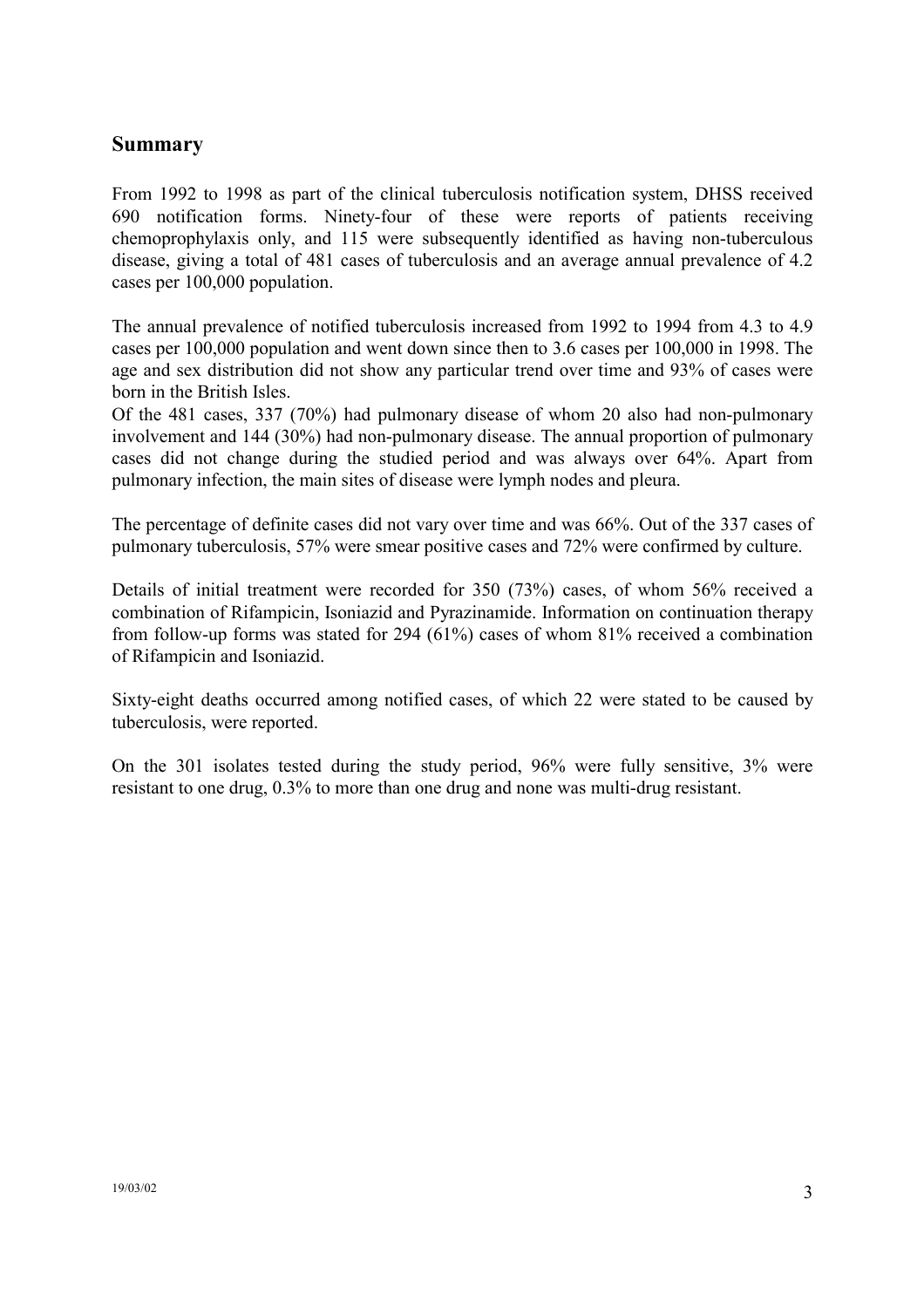## Summary

From 1992 to 1998 as part of the clinical tuberculosis notification system, DHSS received 690 notification forms. Ninety-four of these were reports of patients receiving chemoprophylaxis only, and 115 were subsequently identified as having non-tuberculous disease, giving a total of 481 cases of tuberculosis and an average annual prevalence of 4.2 cases per 100,000 population.

The annual prevalence of notified tuberculosis increased from 1992 to 1994 from 4.3 to 4.9 cases per 100,000 population and went down since then to 3.6 cases per 100,000 in 1998. The age and sex distribution did not show any particular trend over time and 93% of cases were born in the British Isles.

Of the 481 cases, 337 (70%) had pulmonary disease of whom 20 also had non-pulmonary involvement and 144 (30%) had non-pulmonary disease. The annual proportion of pulmonary cases did not change during the studied period and was always over 64%. Apart from pulmonary infection, the main sites of disease were lymph nodes and pleura.

The percentage of definite cases did not vary over time and was 66%. Out of the 337 cases of pulmonary tuberculosis, 57% were smear positive cases and 72% were confirmed by culture.

Details of initial treatment were recorded for 350 (73%) cases, of whom 56% received a combination of Rifampicin, Isoniazid and Pyrazinamide. Information on continuation therapy from follow-up forms was stated for 294 (61%) cases of whom 81% received a combination of Rifampicin and Isoniazid.

Sixty-eight deaths occurred among notified cases, of which 22 were stated to be caused by tuberculosis, were reported.

On the 301 isolates tested during the study period, 96% were fully sensitive, 3% were resistant to one drug, 0.3% to more than one drug and none was multi-drug resistant.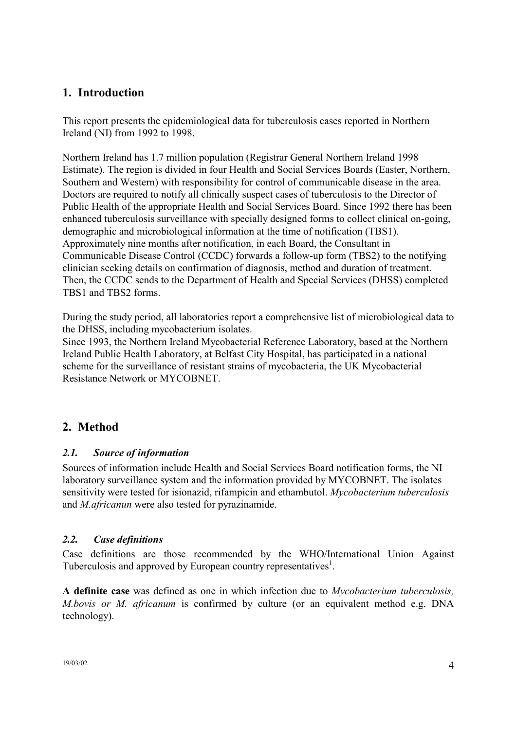## 1. Introduction

This report presents the epidemiological data for tuberculosis cases reported in Northern Ireland (NI) from 1992 to 1998.

Northern Ireland has 1.7 million population (Registrar General Northern Ireland 1998 Estimate). The region is divided in four Health and Social Services Boards (Easter, Northern, Southern and Western) with responsibility for control of communicable disease in the area. Doctors are required to notify all clinically suspect cases of tuberculosis to the Director of Public Health of the appropriate Health and Social Services Board. Since 1992 there has been enhanced tuberculosis surveillance with specially designed forms to collect clinical on-going, demographic and microbiological information at the time of notification (TBS1). Approximately nine months after notification, in each Board, the Consultant in Communicable Disease Control (CCDC) forwards a follow-up form (TBS2) to the notifying clinician seeking details on confirmation of diagnosis, method and duration of treatment. Then, the CCDC sends to the Department of Health and Special Services (DHSS) completed TBS1 and TBS2 forms.

During the study period, all laboratories report a comprehensive list of microbiological data to the DHSS, including mycobacterium isolates.
Since 1993, the Northern Ireland Mycobacterial Reference Laboratory, based at the Northern Ireland Public Health Laboratory, at Belfast City Hospital, has participated in a national scheme for the surveillance of resistant strains of mycobacteria, the UK Mycobacterial Resistance Network or MYCOBNET.

## 2. Method

### *2.1. Source of information*

Sources of information include Health and Social Services Board notification forms, the NI laboratory surveillance system and the information provided by MYCOBNET. The isolates sensitivity were tested for isionazid, rifampicin and ethambutol. *Mycobacterium tuberculosis* and *M.africanun* were also tested for pyrazinamide.

### *2.2. Case definitions*

Case definitions are those recommended by the WHO/International Union Against Tuberculosis and approved by European country representatives[1].

**A definite case** was defined as one in which infection due to *Mycobacterium tuberculosis, M.bovis or M. africanum* is confirmed by culture (or an equivalent method e.g. DNA technology).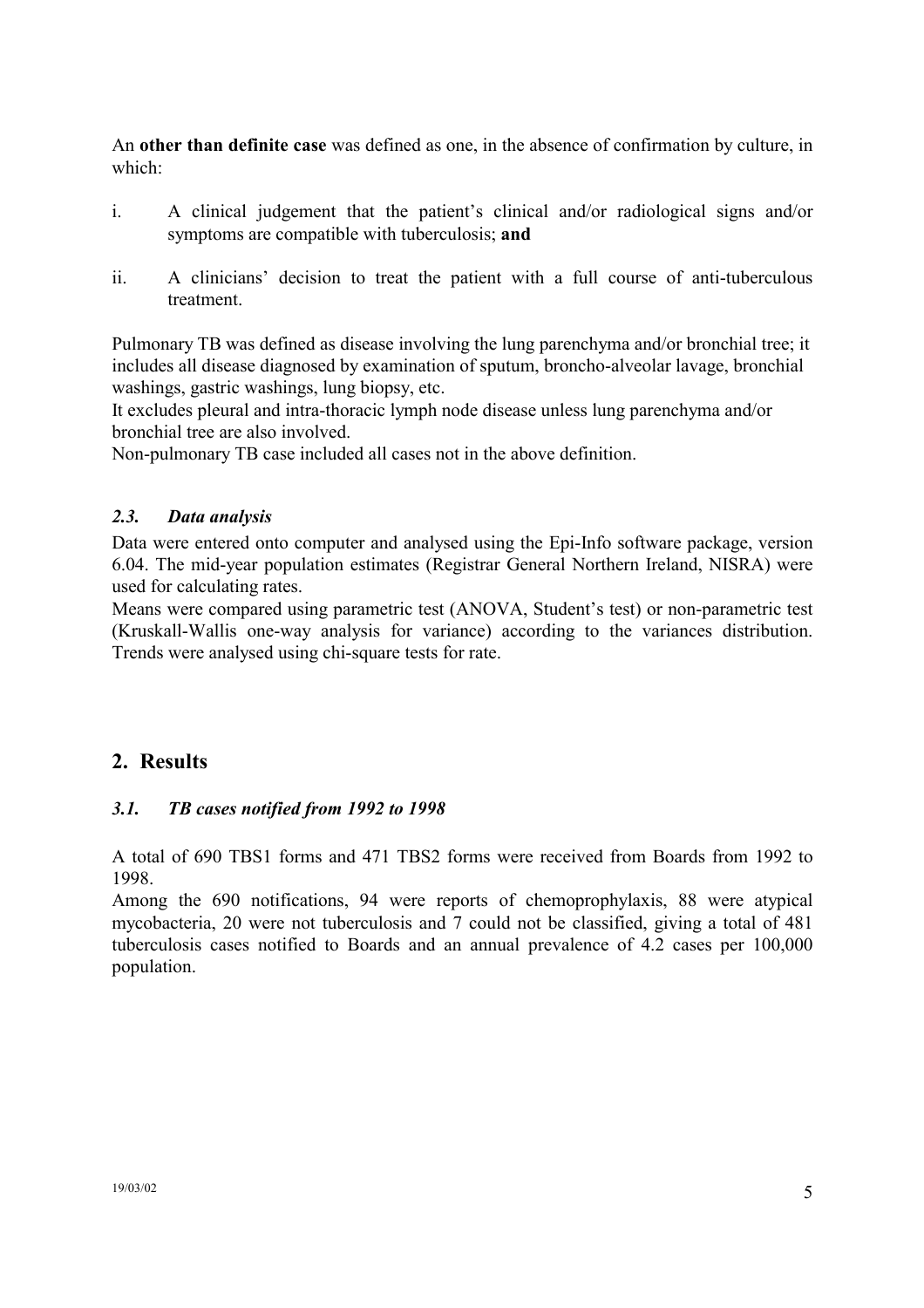An **other than definite case** was defined as one, in the absence of confirmation by culture, in which:

i. A clinical judgement that the patient's clinical and/or radiological signs and/or symptoms are compatible with tuberculosis; **and**

ii. A clinicians' decision to treat the patient with a full course of anti-tuberculous treatment.

Pulmonary TB was defined as disease involving the lung parenchyma and/or bronchial tree; it includes all disease diagnosed by examination of sputum, broncho-alveolar lavage, bronchial washings, gastric washings, lung biopsy, etc.
It excludes pleural and intra-thoracic lymph node disease unless lung parenchyma and/or bronchial tree are also involved.
Non-pulmonary TB case included all cases not in the above definition.

### *2.3. Data analysis*

Data were entered onto computer and analysed using the Epi-Info software package, version 6.04. The mid-year population estimates (Registrar General Northern Ireland, NISRA) were used for calculating rates.
Means were compared using parametric test (ANOVA, Student's test) or non-parametric test (Kruskall-Wallis one-way analysis for variance) according to the variances distribution. Trends were analysed using chi-square tests for rate.

## 2. Results

### *3.1. TB cases notified from 1992 to 1998*

A total of 690 TBS1 forms and 471 TBS2 forms were received from Boards from 1992 to 1998.
Among the 690 notifications, 94 were reports of chemoprophylaxis, 88 were atypical mycobacteria, 20 were not tuberculosis and 7 could not be classified, giving a total of 481 tuberculosis cases notified to Boards and an annual prevalence of 4.2 cases per 100,000 population.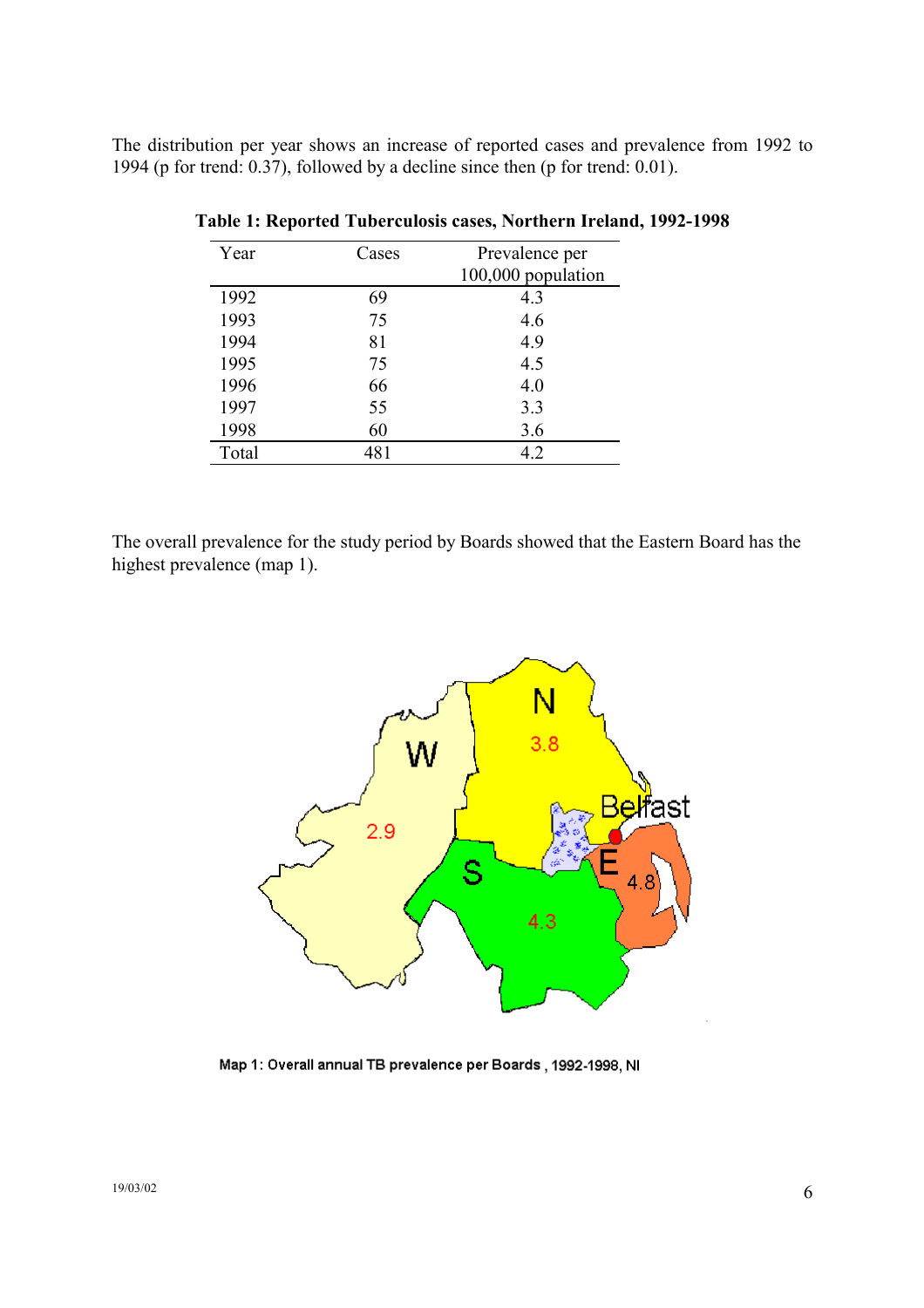The distribution per year shows an increase of reported cases and prevalence from 1992 to 1994 (p for trend: 0.37), followed by a decline since then (p for trend: 0.01).

**Table 1: Reported Tuberculosis cases, Northern Ireland, 1992-1998**

| Year | Cases | Prevalence per 100,000 population |
|---|---|---|
| 1992 | 69 | 4.3 |
| 1993 | 75 | 4.6 |
| 1994 | 81 | 4.9 |
| 1995 | 75 | 4.5 |
| 1996 | 66 | 4.0 |
| 1997 | 55 | 3.3 |
| 1998 | 60 | 3.6 |
| Total | 481 | 4.2 |

The overall prevalence for the study period by Boards showed that the Eastern Board has the highest prevalence (map 1).

Map 1: Overall annual TB prevalence per Boards , 1992-1998, NI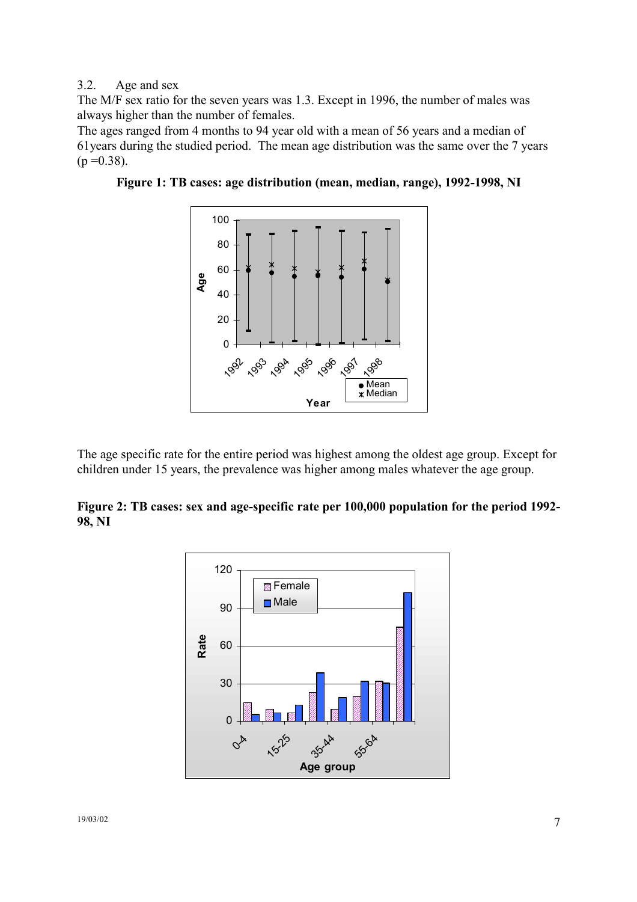### 3.2. Age and sex

The M/F sex ratio for the seven years was 1.3. Except in 1996, the number of males was always higher than the number of females.

The ages ranged from 4 months to 94 year old with a mean of 56 years and a median of 61years during the studied period. The mean age distribution was the same over the 7 years ($p = 0.38$).

**Figure 1: TB cases: age distribution (mean, median, range), 1992-1998, NI**

The age specific rate for the entire period was highest among the oldest age group. Except for children under 15 years, the prevalence was higher among males whatever the age group.

**Figure 2: TB cases: sex and age-specific rate per 100,000 population for the period 1992-98, NI**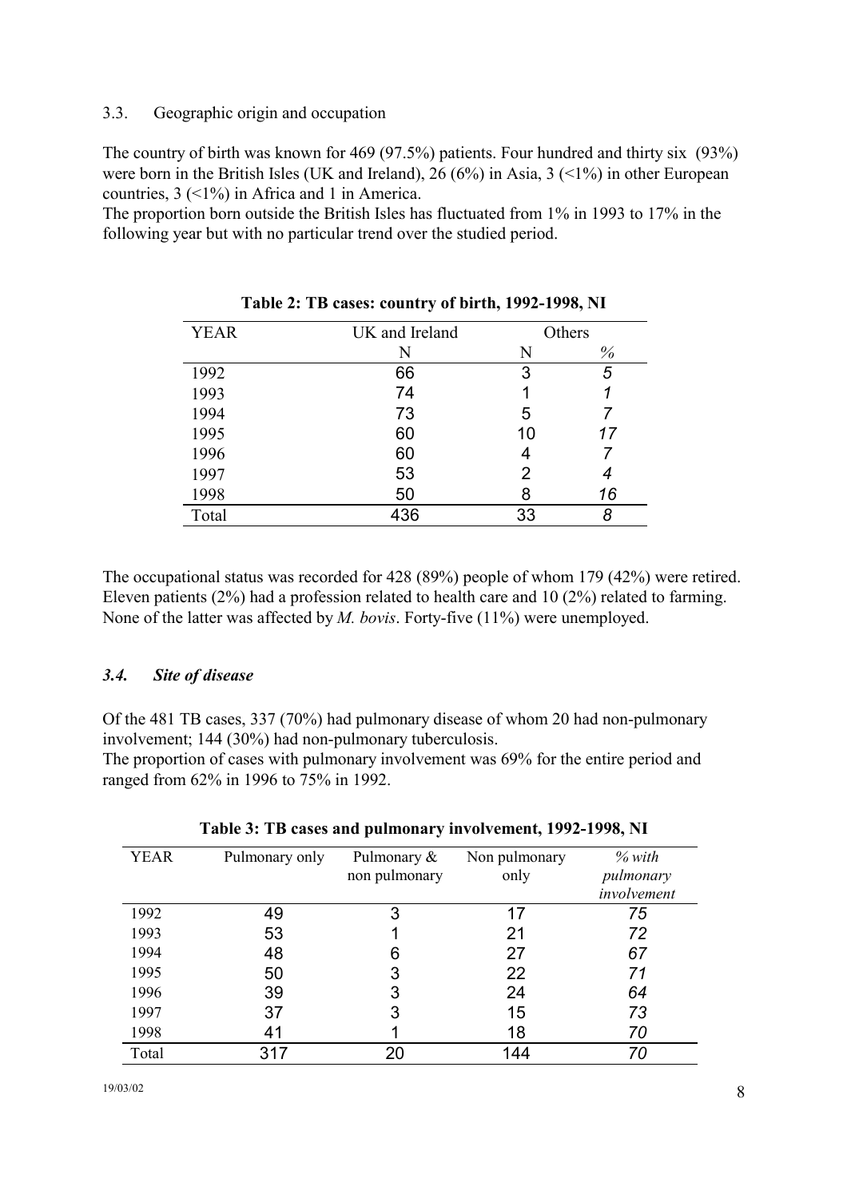### 3.3. Geographic origin and occupation

The country of birth was known for 469 (97.5%) patients. Four hundred and thirty six (93%) were born in the British Isles (UK and Ireland), 26 (6%) in Asia, 3 (<1%) in other European countries, 3 (<1%) in Africa and 1 in America.
The proportion born outside the British Isles has fluctuated from 1% in 1993 to 17% in the following year but with no particular trend over the studied period.

**Table 2: TB cases: country of birth, 1992-1998, NI**

| YEAR | UK and Ireland | Others | |
|---|---|---|---|
| | N | N | % |
| 1992 | 66 | 3 | *5* |
| 1993 | 74 | 1 | *1* |
| 1994 | 73 | 5 | *7* |
| 1995 | 60 | 10 | *17* |
| 1996 | 60 | 4 | *7* |
| 1997 | 53 | 2 | *4* |
| 1998 | 50 | 8 | *16* |
| Total | 436 | 33 | *8* |

The occupational status was recorded for 428 (89%) people of whom 179 (42%) were retired. Eleven patients (2%) had a profession related to health care and 10 (2%) related to farming. None of the latter was affected by *M. bovis*. Forty-five (11%) were unemployed.

### *3.4. Site of disease*

Of the 481 TB cases, 337 (70%) had pulmonary disease of whom 20 had non-pulmonary involvement; 144 (30%) had non-pulmonary tuberculosis.
The proportion of cases with pulmonary involvement was 69% for the entire period and ranged from 62% in 1996 to 75% in 1992.

**Table 3: TB cases and pulmonary involvement, 1992-1998, NI**

| YEAR | Pulmonary only | Pulmonary & non pulmonary | Non pulmonary only | *% with pulmonary involvement* |
|---|---|---|---|---|
| 1992 | 49 | 3 | 17 | *75* |
| 1993 | 53 | 1 | 21 | *72* |
| 1994 | 48 | 6 | 27 | *67* |
| 1995 | 50 | 3 | 22 | *71* |
| 1996 | 39 | 3 | 24 | *64* |
| 1997 | 37 | 3 | 15 | *73* |
| 1998 | 41 | 1 | 18 | *70* |
| Total | 317 | 20 | 144 | *70* |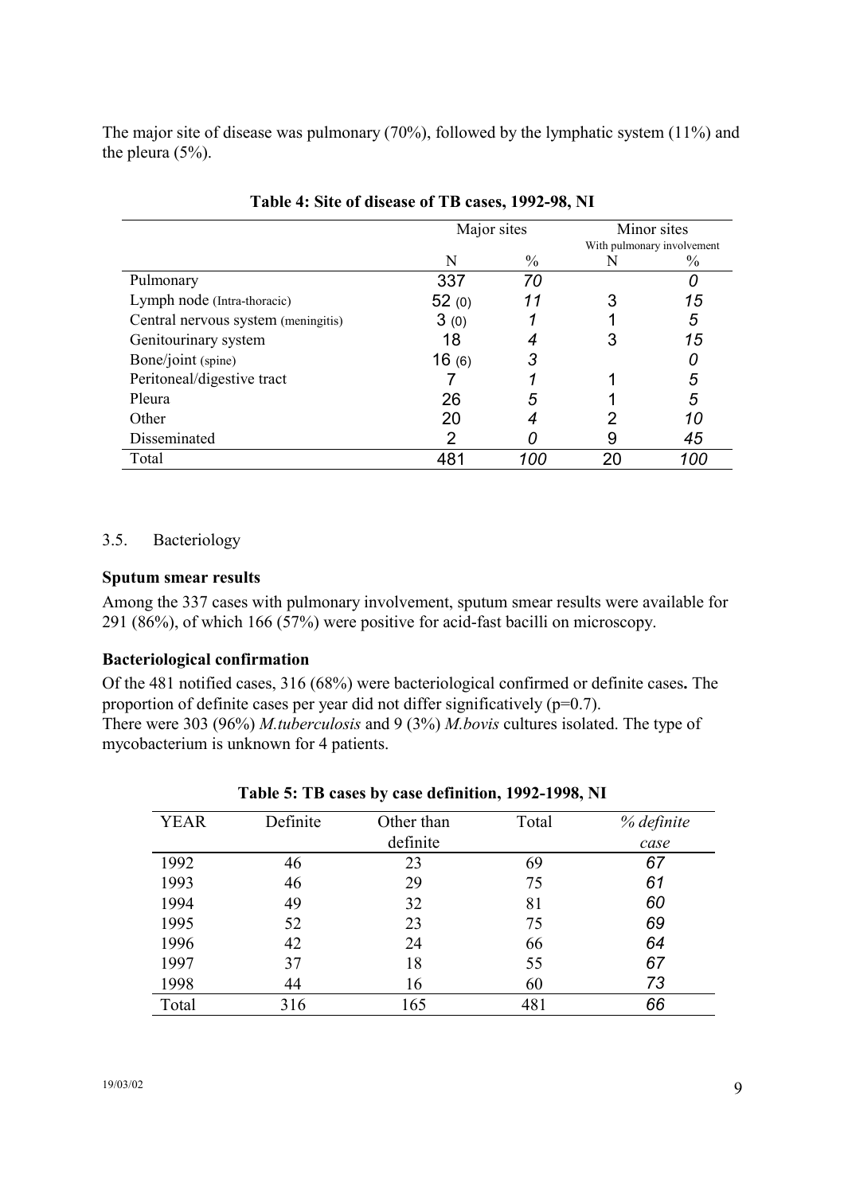The major site of disease was pulmonary (70%), followed by the lymphatic system (11%) and the pleura (5%).

**Table 4: Site of disease of TB cases, 1992-98, NI**

| | Major sites | | Minor sites With pulmonary involvement | |
|---|---|---|---|---|
| | N | % | N | % |
| Pulmonary | 337 | *70* | | *0* |
| Lymph node (Intra-thoracic) | 52 (0) | *11* | 3 | *15* |
| Central nervous system (meningitis) | 3 (0) | *1* | 1 | *5* |
| Genitourinary system | 18 | *4* | 3 | *15* |
| Bone/joint (spine) | 16 (6) | *3* | | *0* |
| Peritoneal/digestive tract | 7 | *1* | 1 | *5* |
| Pleura | 26 | *5* | 1 | *5* |
| Other | 20 | *4* | 2 | *10* |
| Disseminated | 2 | *0* | 9 | *45* |
| Total | 481 | *100* | 20 | *100* |

3.5. Bacteriology

**Sputum smear results**

Among the 337 cases with pulmonary involvement, sputum smear results were available for 291 (86%), of which 166 (57%) were positive for acid-fast bacilli on microscopy.

**Bacteriological confirmation**

Of the 481 notified cases, 316 (68%) were bacteriological confirmed or definite cases**.** The proportion of definite cases per year did not differ significatively ($p=0.7$).
There were 303 (96%) *M.tuberculosis* and 9 (3%) *M.bovis* cultures isolated. The type of mycobacterium is unknown for 4 patients.

**Table 5: TB cases by case definition, 1992-1998, NI**

| YEAR | Definite | Other than definite | Total | *% definite case* |
|---|---|---|---|---|
| 1992 | 46 | 23 | 69 | *67* |
| 1993 | 46 | 29 | 75 | *61* |
| 1994 | 49 | 32 | 81 | *60* |
| 1995 | 52 | 23 | 75 | *69* |
| 1996 | 42 | 24 | 66 | *64* |
| 1997 | 37 | 18 | 55 | *67* |
| 1998 | 44 | 16 | 60 | *73* |
| Total | 316 | 165 | 481 | *66* |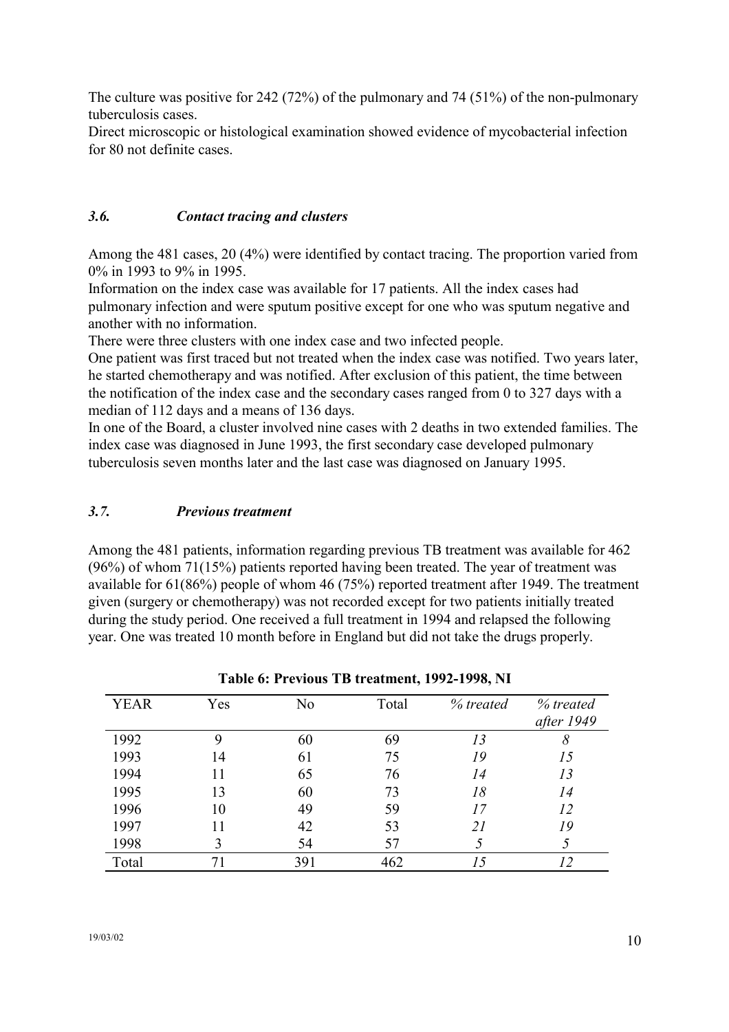The culture was positive for 242 (72%) of the pulmonary and 74 (51%) of the non-pulmonary tuberculosis cases.
Direct microscopic or histological examination showed evidence of mycobacterial infection for 80 not definite cases.

### *3.6. Contact tracing and clusters*

Among the 481 cases, 20 (4%) were identified by contact tracing. The proportion varied from 0% in 1993 to 9% in 1995.
Information on the index case was available for 17 patients. All the index cases had pulmonary infection and were sputum positive except for one who was sputum negative and another with no information.
There were three clusters with one index case and two infected people.
One patient was first traced but not treated when the index case was notified. Two years later, he started chemotherapy and was notified. After exclusion of this patient, the time between the notification of the index case and the secondary cases ranged from 0 to 327 days with a median of 112 days and a means of 136 days.
In one of the Board, a cluster involved nine cases with 2 deaths in two extended families. The index case was diagnosed in June 1993, the first secondary case developed pulmonary tuberculosis seven months later and the last case was diagnosed on January 1995.

### *3.7. Previous treatment*

Among the 481 patients, information regarding previous TB treatment was available for 462 (96%) of whom 71(15%) patients reported having been treated. The year of treatment was available for 61(86%) people of whom 46 (75%) reported treatment after 1949. The treatment given (surgery or chemotherapy) was not recorded except for two patients initially treated during the study period. One received a full treatment in 1994 and relapsed the following year. One was treated 10 month before in England but did not take the drugs properly.

**Table 6: Previous TB treatment, 1992-1998, NI**

| YEAR | Yes | No | Total | *% treated* | *% treated after 1949* |
|---|---|---|---|---|---|
| 1992 | 9 | 60 | 69 | *13* | *8* |
| 1993 | 14 | 61 | 75 | *19* | *15* |
| 1994 | 11 | 65 | 76 | *14* | *13* |
| 1995 | 13 | 60 | 73 | *18* | *14* |
| 1996 | 10 | 49 | 59 | *17* | *12* |
| 1997 | 11 | 42 | 53 | *21* | *19* |
| 1998 | 3 | 54 | 57 | *5* | *5* |
| Total | 71 | 391 | 462 | *15* | *12* |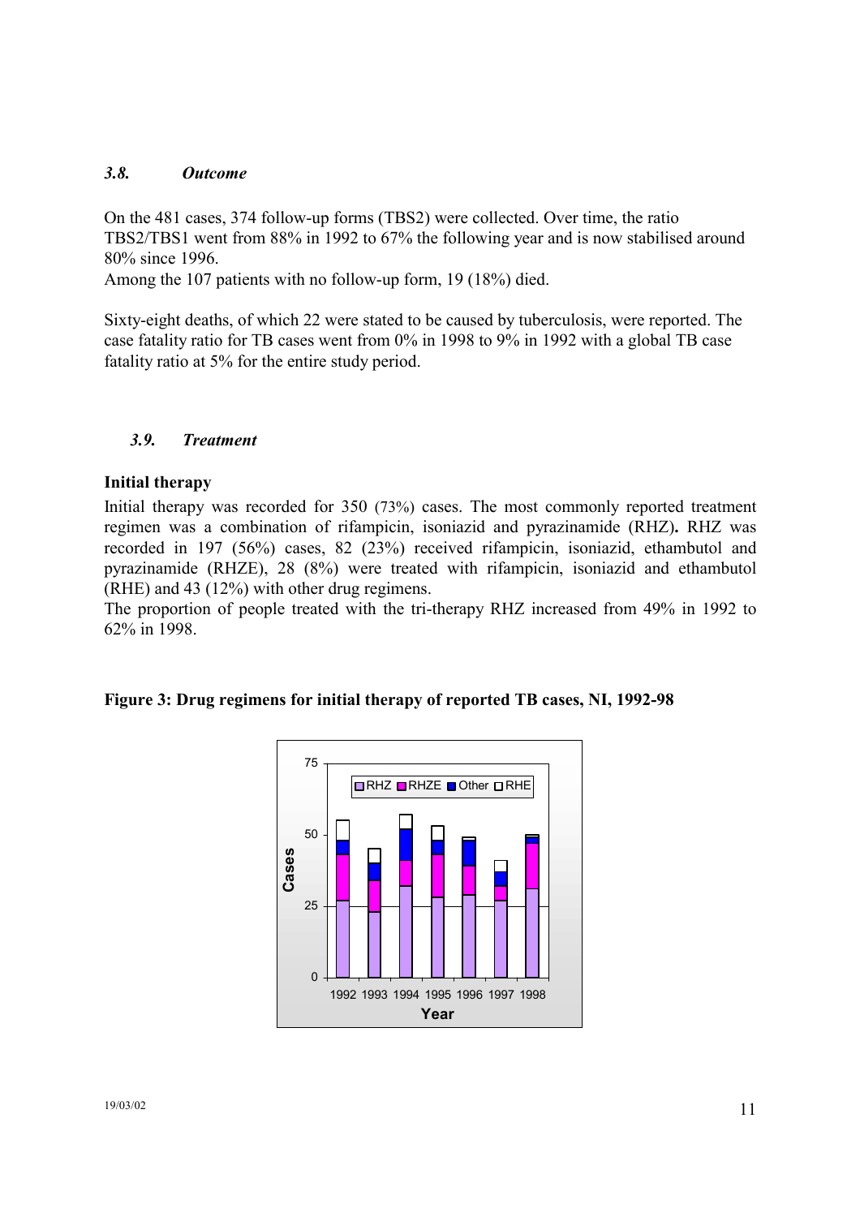### *3.8. Outcome*

On the 481 cases, 374 follow-up forms (TBS2) were collected. Over time, the ratio TBS2/TBS1 went from 88% in 1992 to 67% the following year and is now stabilised around 80% since 1996.
Among the 107 patients with no follow-up form, 19 (18%) died.

Sixty-eight deaths, of which 22 were stated to be caused by tuberculosis, were reported. The case fatality ratio for TB cases went from 0% in 1998 to 9% in 1992 with a global TB case fatality ratio at 5% for the entire study period.

### *3.9. Treatment*

**Initial therapy**

Initial therapy was recorded for 350 (73%) cases. The most commonly reported treatment regimen was a combination of rifampicin, isoniazid and pyrazinamide (RHZ)**.** RHZ was recorded in 197 (56%) cases, 82 (23%) received rifampicin, isoniazid, ethambutol and pyrazinamide (RHZE), 28 (8%) were treated with rifampicin, isoniazid and ethambutol (RHE) and 43 (12%) with other drug regimens.
The proportion of people treated with the tri-therapy RHZ increased from 49% in 1992 to 62% in 1998.

**Figure 3: Drug regimens for initial therapy of reported TB cases, NI, 1992-98**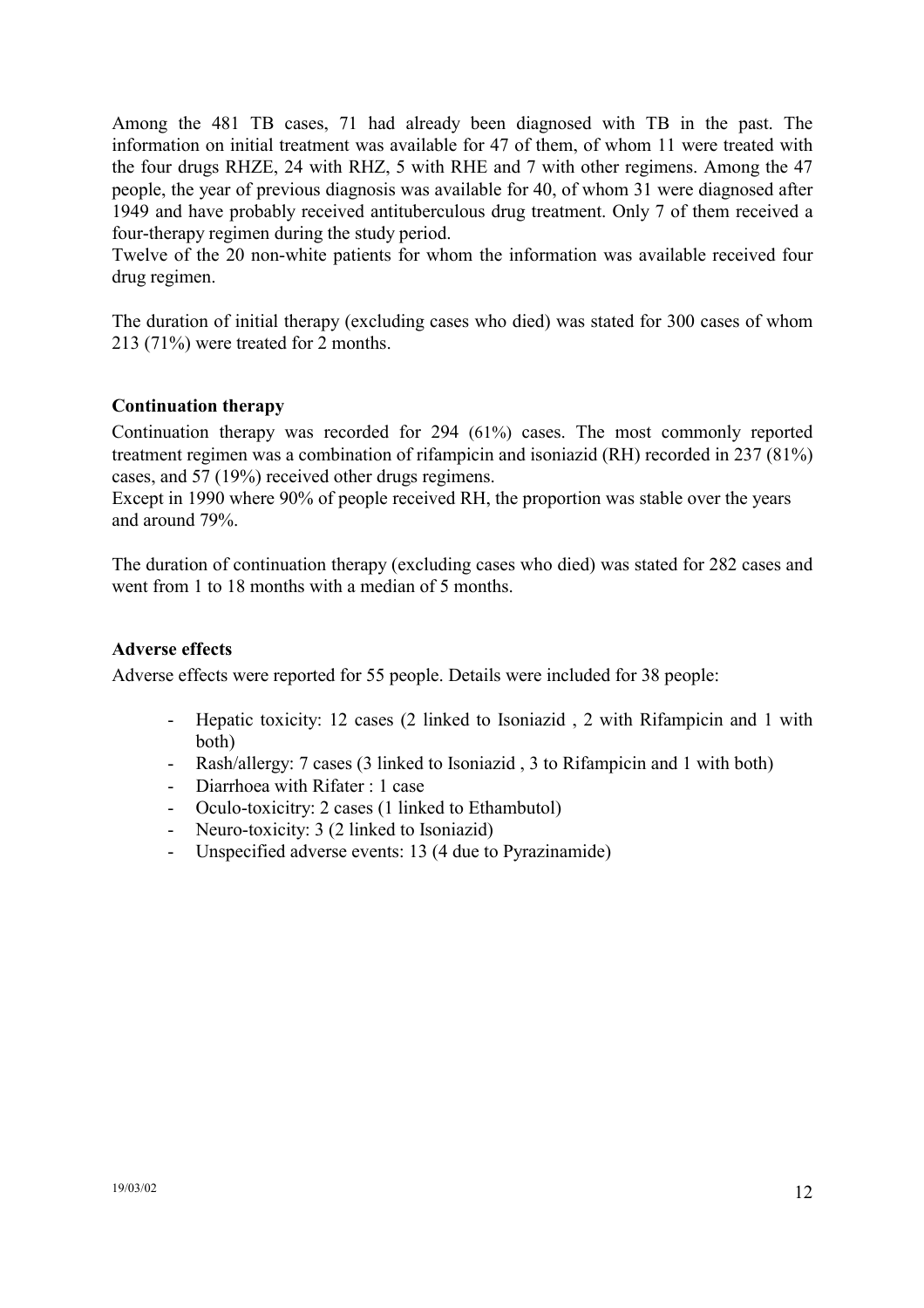Among the 481 TB cases, 71 had already been diagnosed with TB in the past. The information on initial treatment was available for 47 of them, of whom 11 were treated with the four drugs RHZE, 24 with RHZ, 5 with RHE and 7 with other regimens. Among the 47 people, the year of previous diagnosis was available for 40, of whom 31 were diagnosed after 1949 and have probably received antituberculous drug treatment. Only 7 of them received a four-therapy regimen during the study period.

Twelve of the 20 non-white patients for whom the information was available received four drug regimen.

The duration of initial therapy (excluding cases who died) was stated for 300 cases of whom 213 (71%) were treated for 2 months.

**Continuation therapy**

Continuation therapy was recorded for 294 (61%) cases. The most commonly reported treatment regimen was a combination of rifampicin and isoniazid (RH) recorded in 237 (81%) cases, and 57 (19%) received other drugs regimens.

Except in 1990 where 90% of people received RH, the proportion was stable over the years and around 79%.

The duration of continuation therapy (excluding cases who died) was stated for 282 cases and went from 1 to 18 months with a median of 5 months.

**Adverse effects**

Adverse effects were reported for 55 people. Details were included for 38 people:

- Hepatic toxicity: 12 cases (2 linked to Isoniazid , 2 with Rifampicin and 1 with both)
- Rash/allergy: 7 cases (3 linked to Isoniazid , 3 to Rifampicin and 1 with both)
- Diarrhoea with Rifater : 1 case
- Oculo-toxicitry: 2 cases (1 linked to Ethambutol)
- Neuro-toxicity: 3 (2 linked to Isoniazid)
- Unspecified adverse events: 13 (4 due to Pyrazinamide)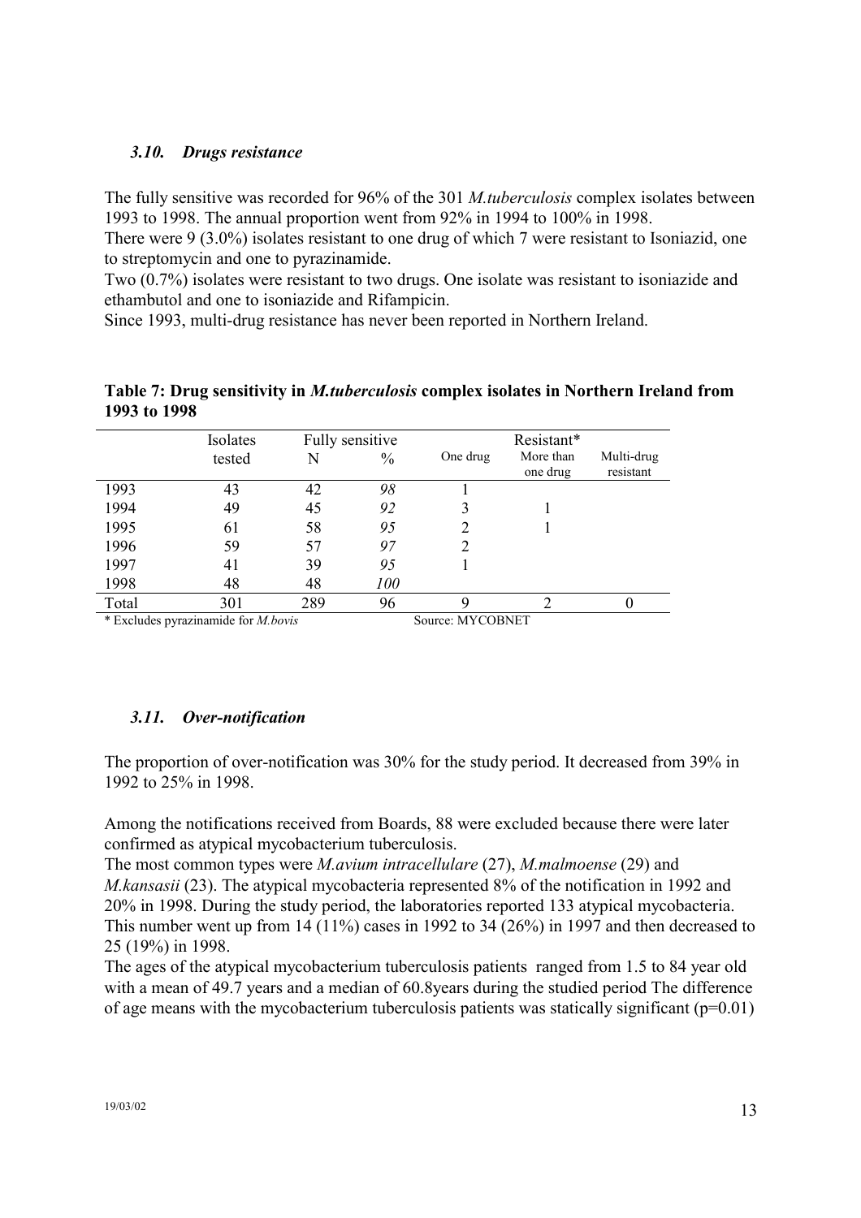### *3.10. Drugs resistance*

The fully sensitive was recorded for 96% of the 301 *M.tuberculosis* complex isolates between 1993 to 1998. The annual proportion went from 92% in 1994 to 100% in 1998.
There were 9 (3.0%) isolates resistant to one drug of which 7 were resistant to Isoniazid, one to streptomycin and one to pyrazinamide.
Two (0.7%) isolates were resistant to two drugs. One isolate was resistant to isoniazide and ethambutol and one to isoniazide and Rifampicin.
Since 1993, multi-drug resistance has never been reported in Northern Ireland.

**Table 7: Drug sensitivity in *M.tuberculosis* complex isolates in Northern Ireland from 1993 to 1998**

| | Isolates tested | Fully sensitive | | Resistant* | | |
|---|---|---|---|---|---|---|
| | | N | % | One drug | More than one drug | Multi-drug resistant |
| 1993 | 43 | 42 | *98* | 1 | | |
| 1994 | 49 | 45 | *92* | 3 | 1 | |
| 1995 | 61 | 58 | *95* | 2 | 1 | |
| 1996 | 59 | 57 | *97* | 2 | | |
| 1997 | 41 | 39 | *95* | 1 | | |
| 1998 | 48 | 48 | *100* | | | |
| Total | 301 | 289 | 96 | 9 | 2 | 0 |

\* Excludes pyrazinamide for *M.bovis* Source: MYCOBNET

### *3.11. Over-notification*

The proportion of over-notification was 30% for the study period. It decreased from 39% in 1992 to 25% in 1998.

Among the notifications received from Boards, 88 were excluded because there were later confirmed as atypical mycobacterium tuberculosis.
The most common types were *M.avium intracellulare* (27), *M.malmoense* (29) and *M.kansasii* (23). The atypical mycobacteria represented 8% of the notification in 1992 and 20% in 1998. During the study period, the laboratories reported 133 atypical mycobacteria. This number went up from 14 (11%) cases in 1992 to 34 (26%) in 1997 and then decreased to 25 (19%) in 1998.
The ages of the atypical mycobacterium tuberculosis patients ranged from 1.5 to 84 year old with a mean of 49.7 years and a median of 60.8years during the studied period The difference of age means with the mycobacterium tuberculosis patients was statically significant ($p=0.01$)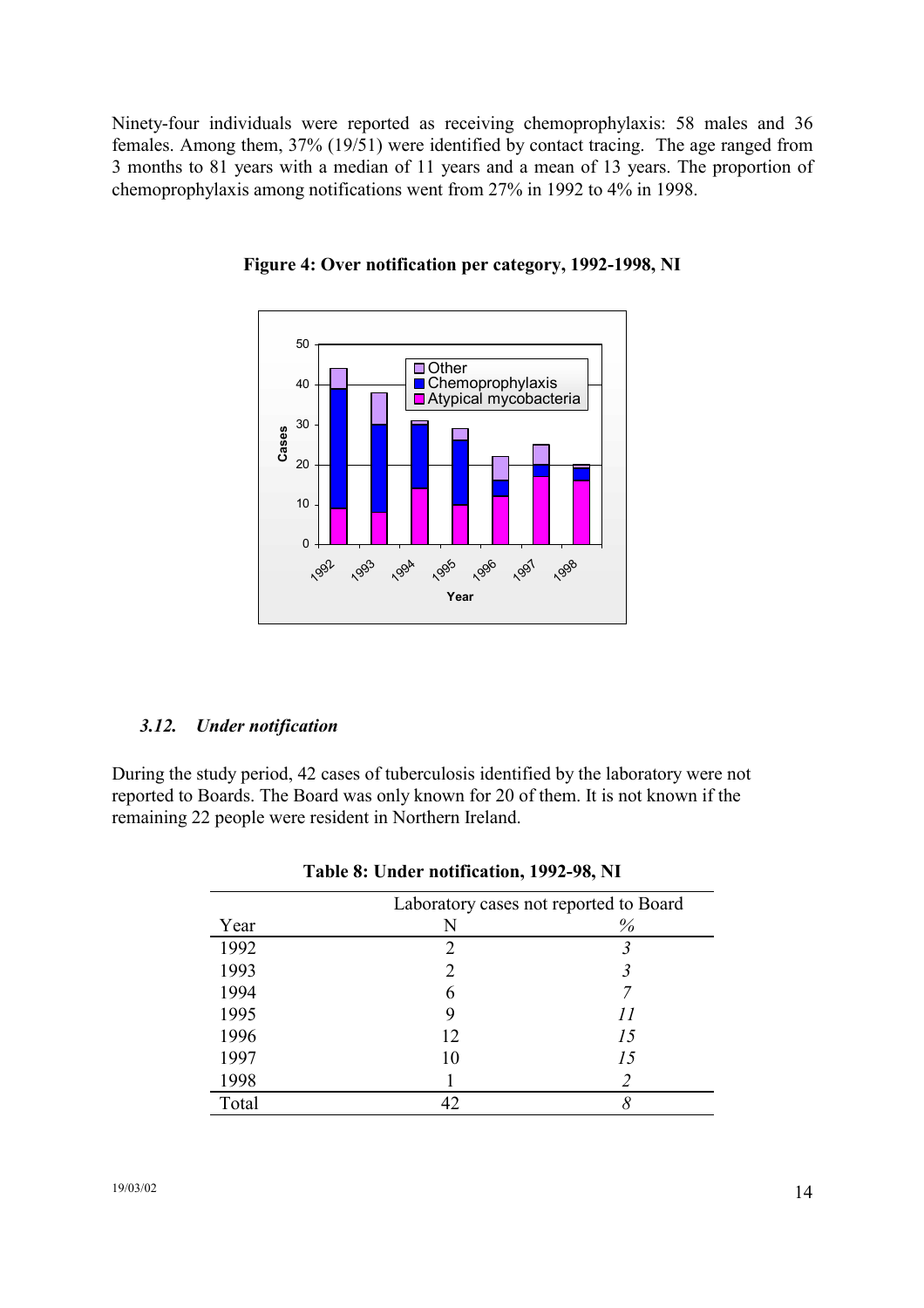Ninety-four individuals were reported as receiving chemoprophylaxis: 58 males and 36 females. Among them, 37% (19/51) were identified by contact tracing. The age ranged from 3 months to 81 years with a median of 11 years and a mean of 13 years. The proportion of chemoprophylaxis among notifications went from 27% in 1992 to 4% in 1998.

**Figure 4: Over notification per category, 1992-1998, NI**

### *3.12. Under notification*

During the study period, 42 cases of tuberculosis identified by the laboratory were not reported to Boards. The Board was only known for 20 of them. It is not known if the remaining 22 people were resident in Northern Ireland.

**Table 8: Under notification, 1992-98, NI**

| | Laboratory cases not reported to Board | |
|---|---|---|
| Year | N | *%* |
| 1992 | 2 | *3* |
| 1993 | 2 | *3* |
| 1994 | 6 | *7* |
| 1995 | 9 | *11* |
| 1996 | 12 | *15* |
| 1997 | 10 | *15* |
| 1998 | 1 | *2* |
| Total | 42 | *8* |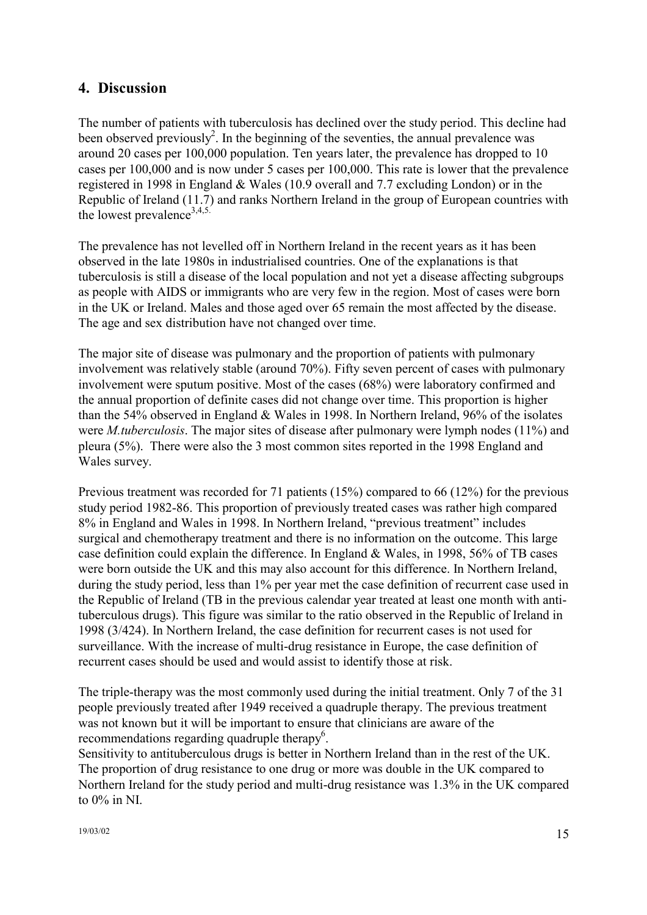## 4. Discussion

The number of patients with tuberculosis has declined over the study period. This decline had been observed previously[2]. In the beginning of the seventies, the annual prevalence was around 20 cases per 100,000 population. Ten years later, the prevalence has dropped to 10 cases per 100,000 and is now under 5 cases per 100,000. This rate is lower that the prevalence registered in 1998 in England & Wales (10.9 overall and 7.7 excluding London) or in the Republic of Ireland (11.7) and ranks Northern Ireland in the group of European countries with the lowest prevalence[3,4,5].

The prevalence has not levelled off in Northern Ireland in the recent years as it has been observed in the late 1980s in industrialised countries. One of the explanations is that tuberculosis is still a disease of the local population and not yet a disease affecting subgroups as people with AIDS or immigrants who are very few in the region. Most of cases were born in the UK or Ireland. Males and those aged over 65 remain the most affected by the disease. The age and sex distribution have not changed over time.

The major site of disease was pulmonary and the proportion of patients with pulmonary involvement was relatively stable (around 70%). Fifty seven percent of cases with pulmonary involvement were sputum positive. Most of the cases (68%) were laboratory confirmed and the annual proportion of definite cases did not change over time. This proportion is higher than the 54% observed in England & Wales in 1998. In Northern Ireland, 96% of the isolates were *M.tuberculosis*. The major sites of disease after pulmonary were lymph nodes (11%) and pleura (5%). There were also the 3 most common sites reported in the 1998 England and Wales survey.

Previous treatment was recorded for 71 patients (15%) compared to 66 (12%) for the previous study period 1982-86. This proportion of previously treated cases was rather high compared 8% in England and Wales in 1998. In Northern Ireland, "previous treatment" includes surgical and chemotherapy treatment and there is no information on the outcome. This large case definition could explain the difference. In England & Wales, in 1998, 56% of TB cases were born outside the UK and this may also account for this difference. In Northern Ireland, during the study period, less than 1% per year met the case definition of recurrent case used in the Republic of Ireland (TB in the previous calendar year treated at least one month with anti-tuberculous drugs). This figure was similar to the ratio observed in the Republic of Ireland in 1998 (3/424). In Northern Ireland, the case definition for recurrent cases is not used for surveillance. With the increase of multi-drug resistance in Europe, the case definition of recurrent cases should be used and would assist to identify those at risk.

The triple-therapy was the most commonly used during the initial treatment. Only 7 of the 31 people previously treated after 1949 received a quadruple therapy. The previous treatment was not known but it will be important to ensure that clinicians are aware of the recommendations regarding quadruple therapy[6].

Sensitivity to antituberculous drugs is better in Northern Ireland than in the rest of the UK. The proportion of drug resistance to one drug or more was double in the UK compared to Northern Ireland for the study period and multi-drug resistance was 1.3% in the UK compared to 0% in NI.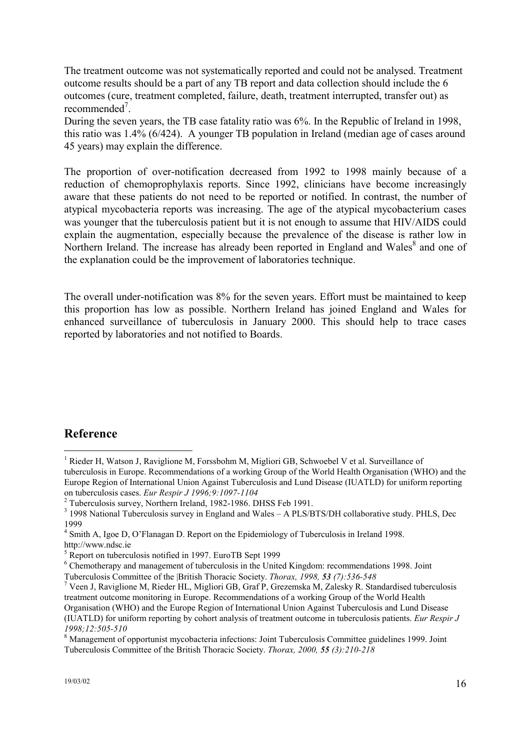The treatment outcome was not systematically reported and could not be analysed. Treatment outcome results should be a part of any TB report and data collection should include the 6 outcomes (cure, treatment completed, failure, death, treatment interrupted, transfer out) as recommended[7].

During the seven years, the TB case fatality ratio was 6%. In the Republic of Ireland in 1998, this ratio was 1.4% (6/424). A younger TB population in Ireland (median age of cases around 45 years) may explain the difference.

The proportion of over-notification decreased from 1992 to 1998 mainly because of a reduction of chemoprophylaxis reports. Since 1992, clinicians have become increasingly aware that these patients do not need to be reported or notified. In contrast, the number of atypical mycobacteria reports was increasing. The age of the atypical mycobacterium cases was younger that the tuberculosis patient but it is not enough to assume that HIV/AIDS could explain the augmentation, especially because the prevalence of the disease is rather low in Northern Ireland. The increase has already been reported in England and Wales[8] and one of the explanation could be the improvement of laboratories technique.

The overall under-notification was 8% for the seven years. Effort must be maintained to keep this proportion has low as possible. Northern Ireland has joined England and Wales for enhanced surveillance of tuberculosis in January 2000. This should help to trace cases reported by laboratories and not notified to Boards.

## Reference

[1] Rieder H, Watson J, Raviglione M, Forssbohm M, Migliori GB, Schwoebel V et al. Surveillance of tuberculosis in Europe. Recommendations of a working Group of the World Health Organisation (WHO) and the Europe Region of International Union Against Tuberculosis and Lund Disease (IUATLD) for uniform reporting on tuberculosis cases. *Eur Respir J 1996;9:1097-1104*

[2] Tuberculosis survey, Northern Ireland, 1982-1986. DHSS Feb 1991.

[3] 1998 National Tuberculosis survey in England and Wales – A PLS/BTS/DH collaborative study. PHLS, Dec 1999

[4] Smith A, Igoe D, O'Flanagan D. Report on the Epidemiology of Tuberculosis in Ireland 1998. http://www.ndsc.ie

[5] Report on tuberculosis notified in 1997. EuroTB Sept 1999

[6] Chemotherapy and management of tuberculosis in the United Kingdom: recommendations 1998. Joint Tuberculosis Committee of the |British Thoracic Society. *Thorax, 1998, **53** (7):536-548*

[7] Veen J, Raviglione M, Rieder HL, Migliori GB, Graf P, Grezemska M, Zalesky R. Standardised tuberculosis treatment outcome monitoring in Europe. Recommendations of a working Group of the World Health Organisation (WHO) and the Europe Region of International Union Against Tuberculosis and Lund Disease (IUATLD) for uniform reporting by cohort analysis of treatment outcome in tuberculosis patients. *Eur Respir J 1998;12:505-510*

[8] Management of opportunist mycobacteria infections: Joint Tuberculosis Committee guidelines 1999. Joint Tuberculosis Committee of the British Thoracic Society. *Thorax, 2000, **55** (3):210-218*

19/03/02